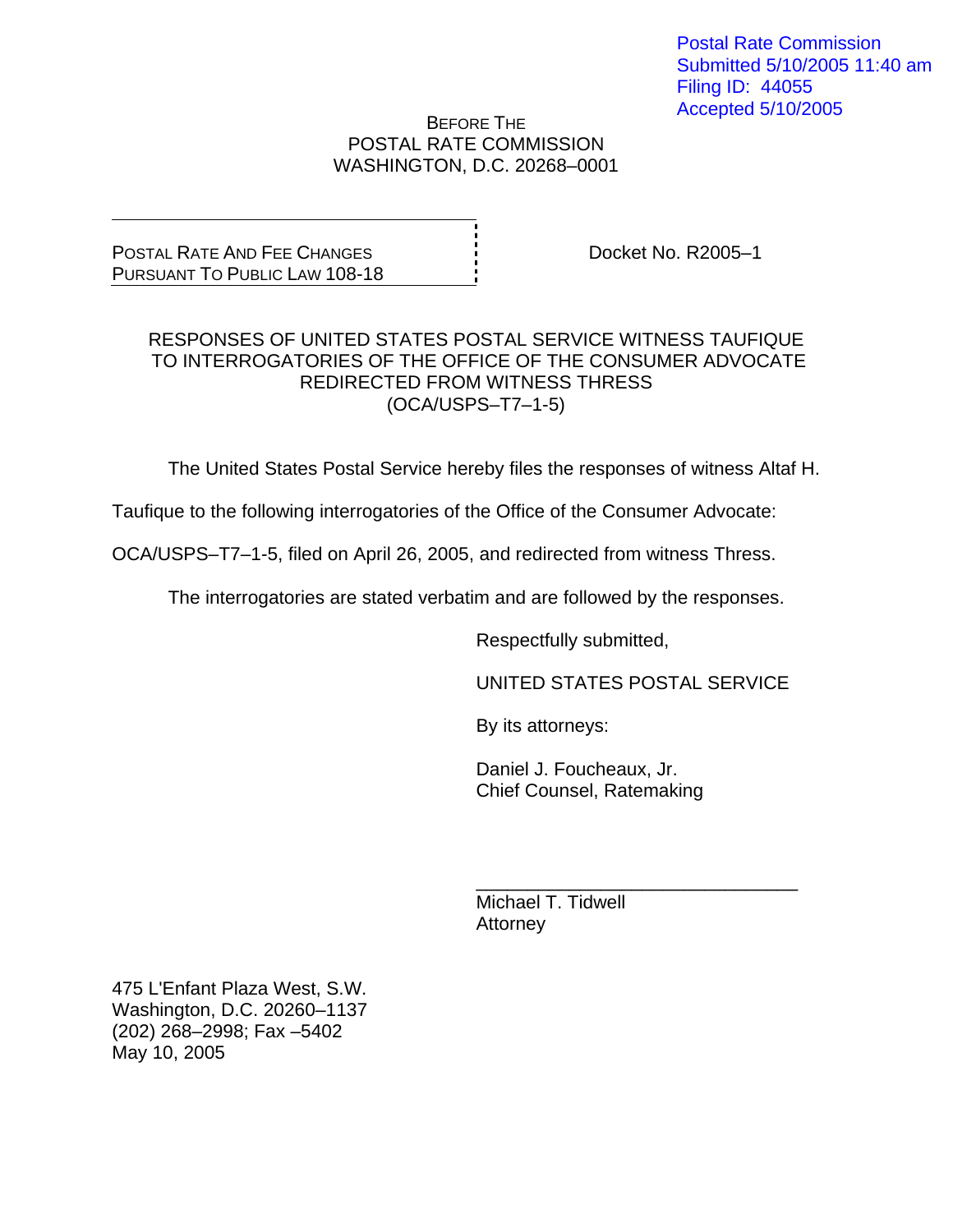Postal Rate Commission
Submitted 5/10/2005 11:40 am
Filing ID: 44055
Accepted 5/10/2005

BEFORE THE
POSTAL RATE COMMISSION
WASHINGTON, D.C. 20268–0001

POSTAL RATE AND FEE CHANGES
PURSUANT TO PUBLIC LAW 108-18

Docket No. R2005–1

# RESPONSES OF UNITED STATES POSTAL SERVICE WITNESS TAUFIQUE TO INTERROGATORIES OF THE OFFICE OF THE CONSUMER ADVOCATE REDIRECTED FROM WITNESS THRESS (OCA/USPS–T7–1-5)

The United States Postal Service hereby files the responses of witness Altaf H. Taufique to the following interrogatories of the Office of the Consumer Advocate: OCA/USPS–T7–1-5, filed on April 26, 2005, and redirected from witness Thress.

The interrogatories are stated verbatim and are followed by the responses.

Respectfully submitted,

UNITED STATES POSTAL SERVICE

By its attorneys:

Daniel J. Foucheaux, Jr.
Chief Counsel, Ratemaking

_______________________________
Michael T. Tidwell
Attorney

475 L'Enfant Plaza West, S.W.
Washington, D.C. 20260–1137
(202) 268–2998; Fax –5402
May 10, 2005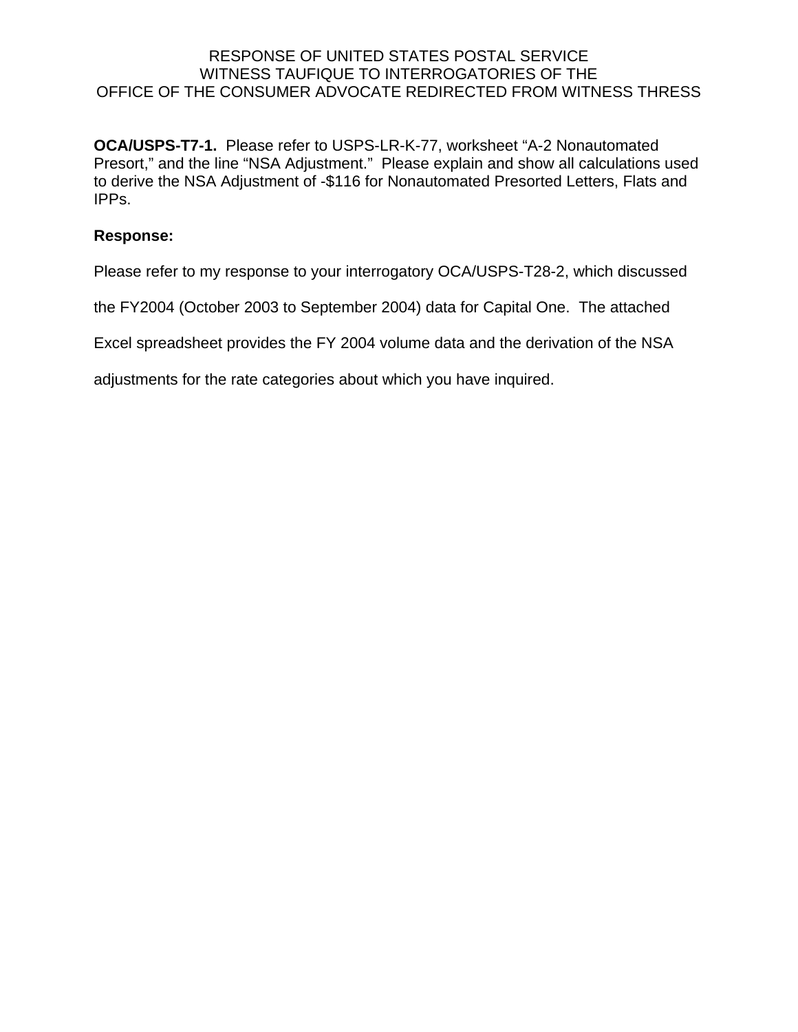RESPONSE OF UNITED STATES POSTAL SERVICE
WITNESS TAUFIQUE TO INTERROGATORIES OF THE
OFFICE OF THE CONSUMER ADVOCATE REDIRECTED FROM WITNESS THRESS

**OCA/USPS-T7-1.** Please refer to USPS-LR-K-77, worksheet "A-2 Nonautomated Presort," and the line "NSA Adjustment." Please explain and show all calculations used to derive the NSA Adjustment of -$116 for Nonautomated Presorted Letters, Flats and IPPs.

**Response:**

Please refer to my response to your interrogatory OCA/USPS-T28-2, which discussed the FY2004 (October 2003 to September 2004) data for Capital One. The attached Excel spreadsheet provides the FY 2004 volume data and the derivation of the NSA adjustments for the rate categories about which you have inquired.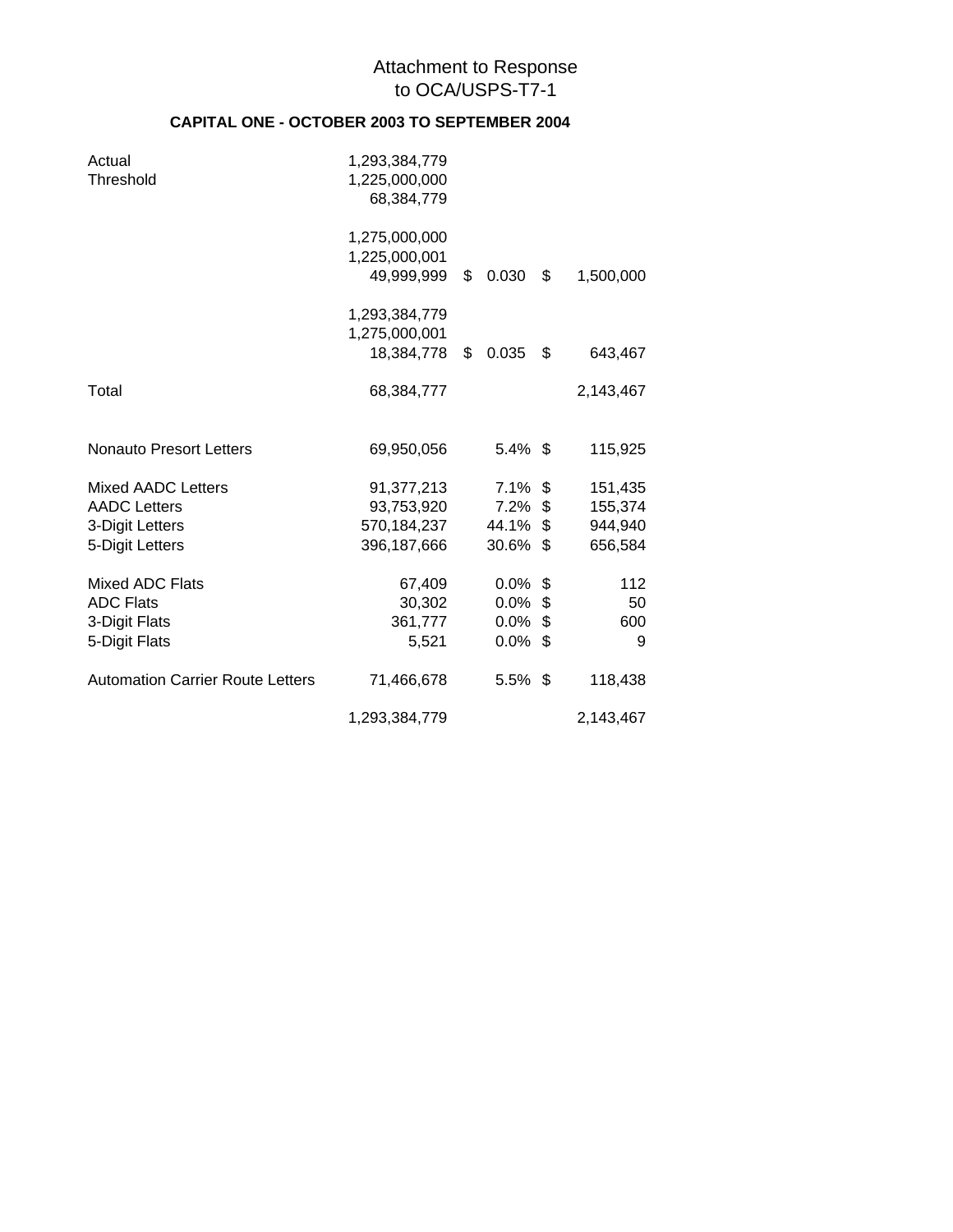Attachment to Response
to OCA/USPS-T7-1

**CAPITAL ONE - OCTOBER 2003 TO SEPTEMBER 2004**

| | | | |
|---|---|---|---|
| Actual | 1,293,384,779 | | |
| Threshold | 1,225,000,000 | | |
| | 68,384,779 | | |
| | | | |
| | 1,275,000,000 | | |
| | 1,225,000,001 | | |
| | 49,999,999 | $ 0.030 | $ 1,500,000 |
| | | | |
| | 1,293,384,779 | | |
| | 1,275,000,001 | | |
| | 18,384,778 | $ 0.035 | $ 643,467 |
| | | | |
| Total | 68,384,777 | | 2,143,467 |
| | | | |
| Nonauto Presort Letters | 69,950,056 | 5.4% | $ 115,925 |
| | | | |
| Mixed AADC Letters | 91,377,213 | 7.1% | $ 151,435 |
| AADC Letters | 93,753,920 | 7.2% | $ 155,374 |
| 3-Digit Letters | 570,184,237 | 44.1% | $ 944,940 |
| 5-Digit Letters | 396,187,666 | 30.6% | $ 656,584 |
| | | | |
| Mixed ADC Flats | 67,409 | 0.0% | $ 112 |
| ADC Flats | 30,302 | 0.0% | $ 50 |
| 3-Digit Flats | 361,777 | 0.0% | $ 600 |
| 5-Digit Flats | 5,521 | 0.0% | $ 9 |
| | | | |
| Automation Carrier Route Letters | 71,466,678 | 5.5% | $ 118,438 |
| | | | |
| | 1,293,384,779 | | 2,143,467 |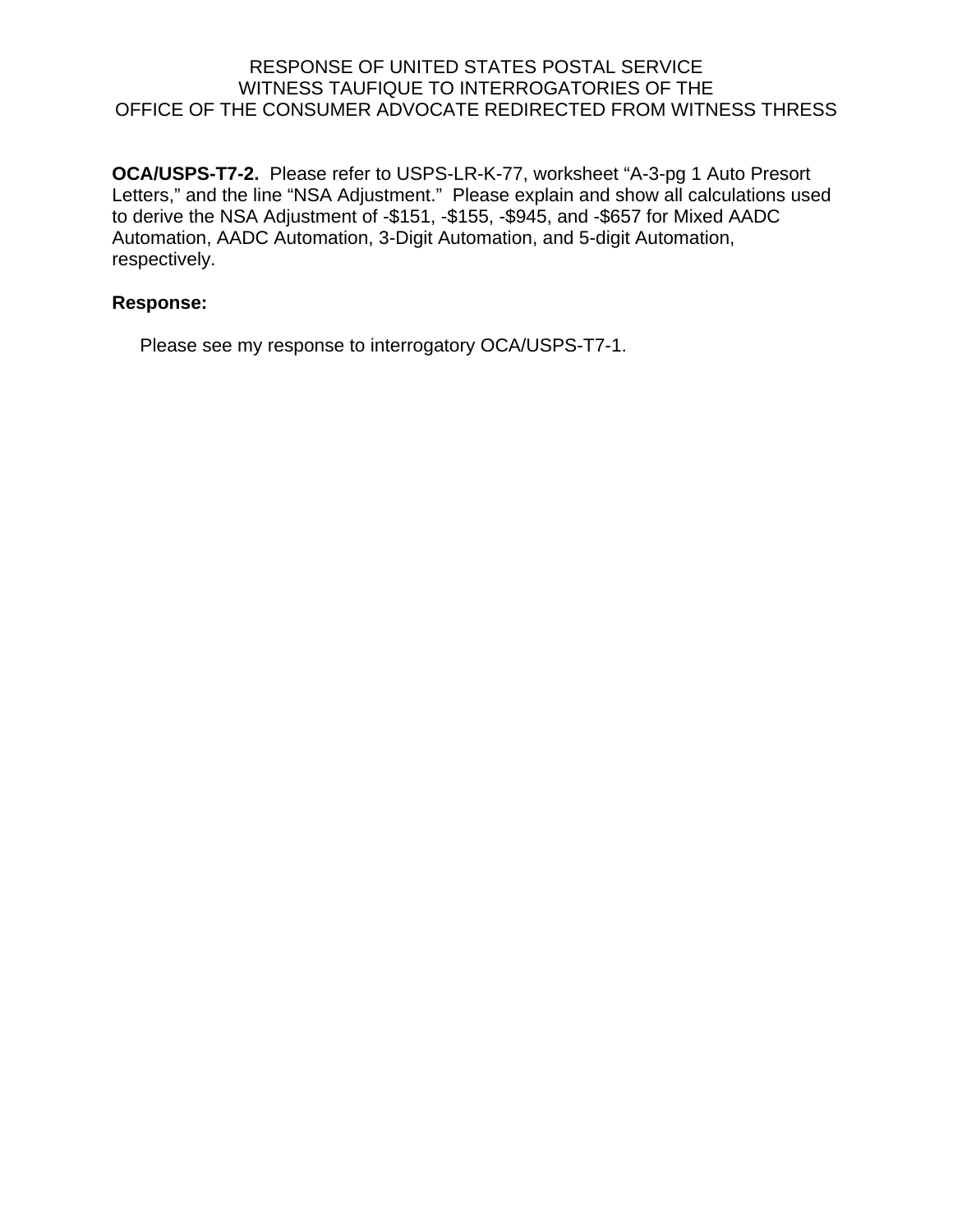RESPONSE OF UNITED STATES POSTAL SERVICE
WITNESS TAUFIQUE TO INTERROGATORIES OF THE
OFFICE OF THE CONSUMER ADVOCATE REDIRECTED FROM WITNESS THRESS

**OCA/USPS-T7-2.** Please refer to USPS-LR-K-77, worksheet "A-3-pg 1 Auto Presort Letters," and the line "NSA Adjustment." Please explain and show all calculations used to derive the NSA Adjustment of -$151, -$155, -$945, and -$657 for Mixed AADC Automation, AADC Automation, 3-Digit Automation, and 5-digit Automation, respectively.

**Response:**

Please see my response to interrogatory OCA/USPS-T7-1.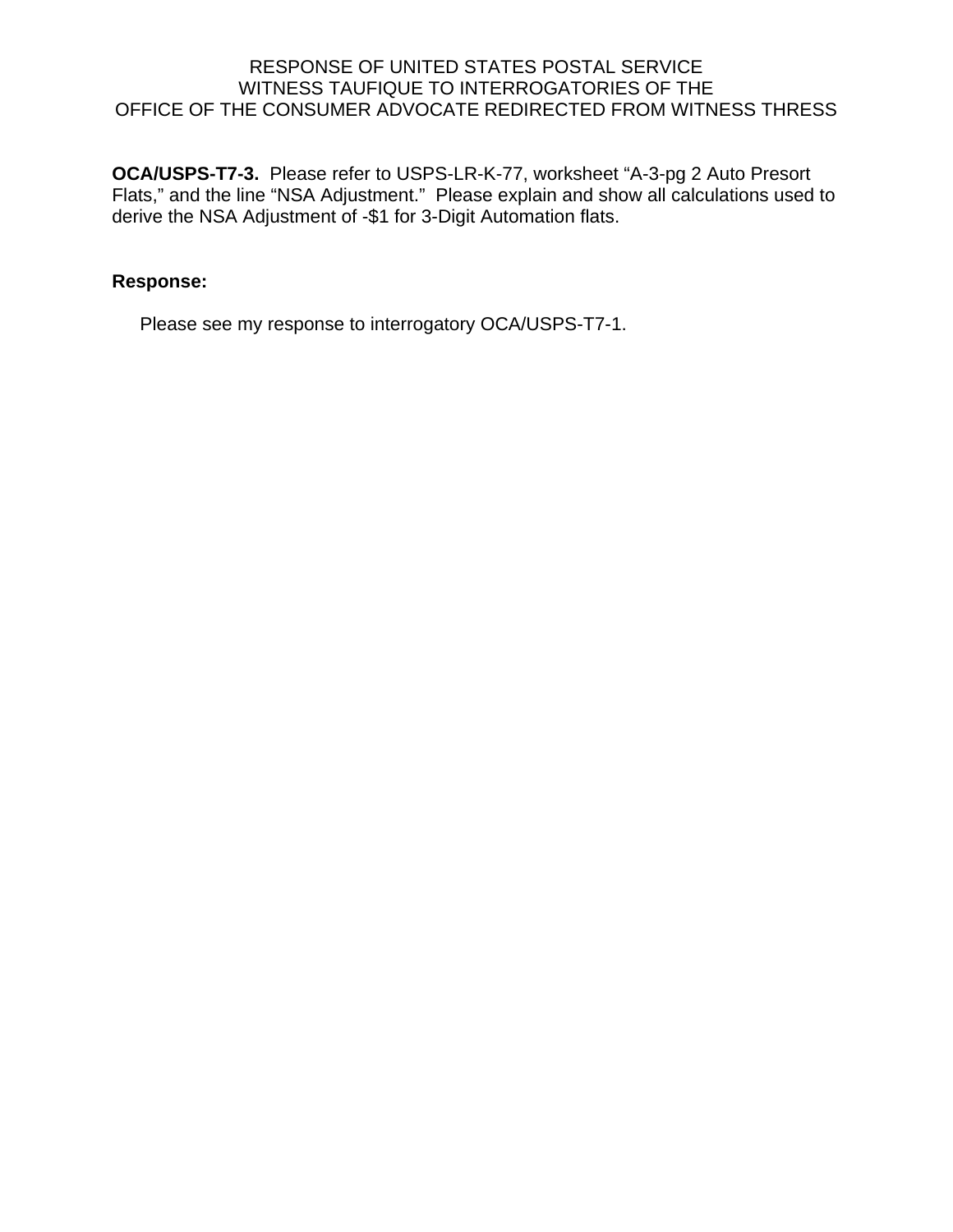RESPONSE OF UNITED STATES POSTAL SERVICE
WITNESS TAUFIQUE TO INTERROGATORIES OF THE
OFFICE OF THE CONSUMER ADVOCATE REDIRECTED FROM WITNESS THRESS

**OCA/USPS-T7-3.** Please refer to USPS-LR-K-77, worksheet "A-3-pg 2 Auto Presort Flats," and the line "NSA Adjustment." Please explain and show all calculations used to derive the NSA Adjustment of -$1 for 3-Digit Automation flats.

**Response:**

Please see my response to interrogatory OCA/USPS-T7-1.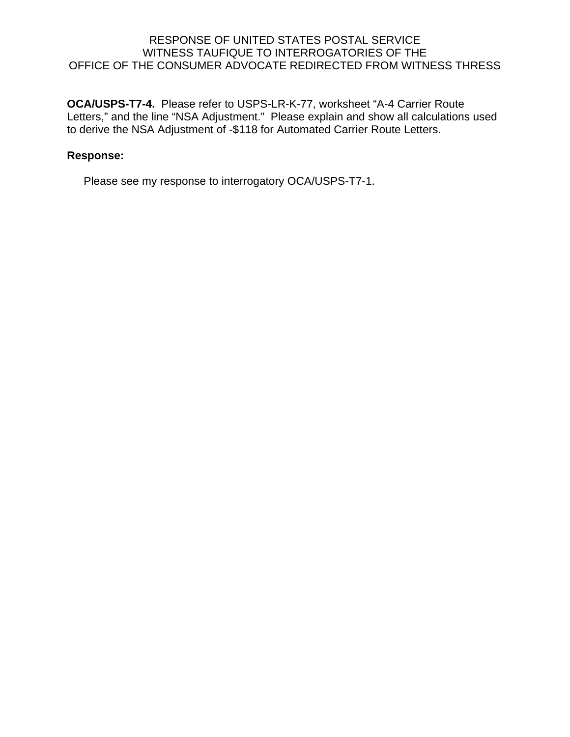RESPONSE OF UNITED STATES POSTAL SERVICE
WITNESS TAUFIQUE TO INTERROGATORIES OF THE
OFFICE OF THE CONSUMER ADVOCATE REDIRECTED FROM WITNESS THRESS

**OCA/USPS-T7-4.** Please refer to USPS-LR-K-77, worksheet "A-4 Carrier Route Letters," and the line "NSA Adjustment." Please explain and show all calculations used to derive the NSA Adjustment of -$118 for Automated Carrier Route Letters.

**Response:**

Please see my response to interrogatory OCA/USPS-T7-1.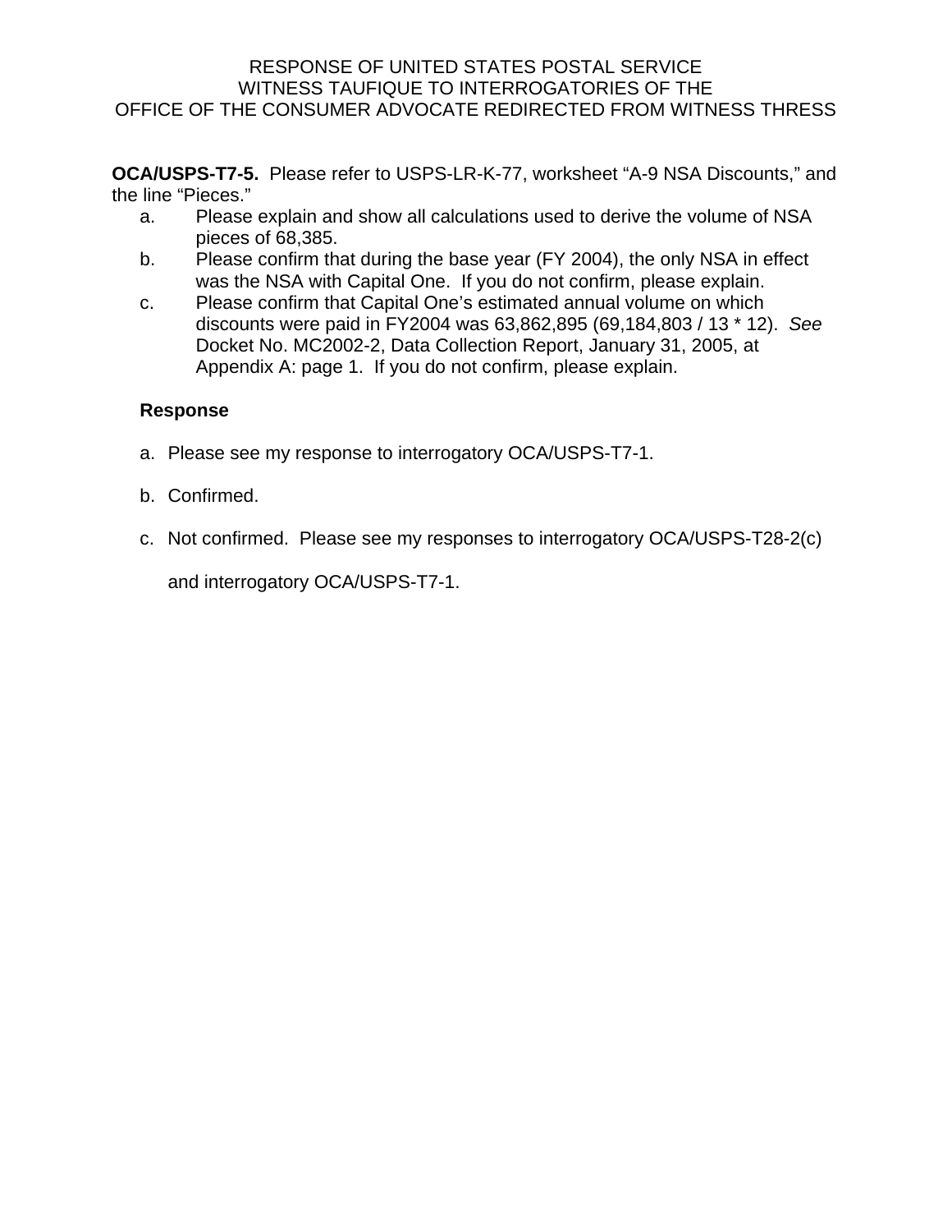RESPONSE OF UNITED STATES POSTAL SERVICE
WITNESS TAUFIQUE TO INTERROGATORIES OF THE
OFFICE OF THE CONSUMER ADVOCATE REDIRECTED FROM WITNESS THRESS

**OCA/USPS-T7-5.** Please refer to USPS-LR-K-77, worksheet "A-9 NSA Discounts," and the line "Pieces."

a. Please explain and show all calculations used to derive the volume of NSA pieces of 68,385.
b. Please confirm that during the base year (FY 2004), the only NSA in effect was the NSA with Capital One. If you do not confirm, please explain.
c. Please confirm that Capital One's estimated annual volume on which discounts were paid in FY2004 was 63,862,895 (69,184,803 / 13 * 12). *See* Docket No. MC2002-2, Data Collection Report, January 31, 2005, at Appendix A: page 1. If you do not confirm, please explain.

**Response**

a. Please see my response to interrogatory OCA/USPS-T7-1.

b. Confirmed.

c. Not confirmed. Please see my responses to interrogatory OCA/USPS-T28-2(c) and interrogatory OCA/USPS-T7-1.